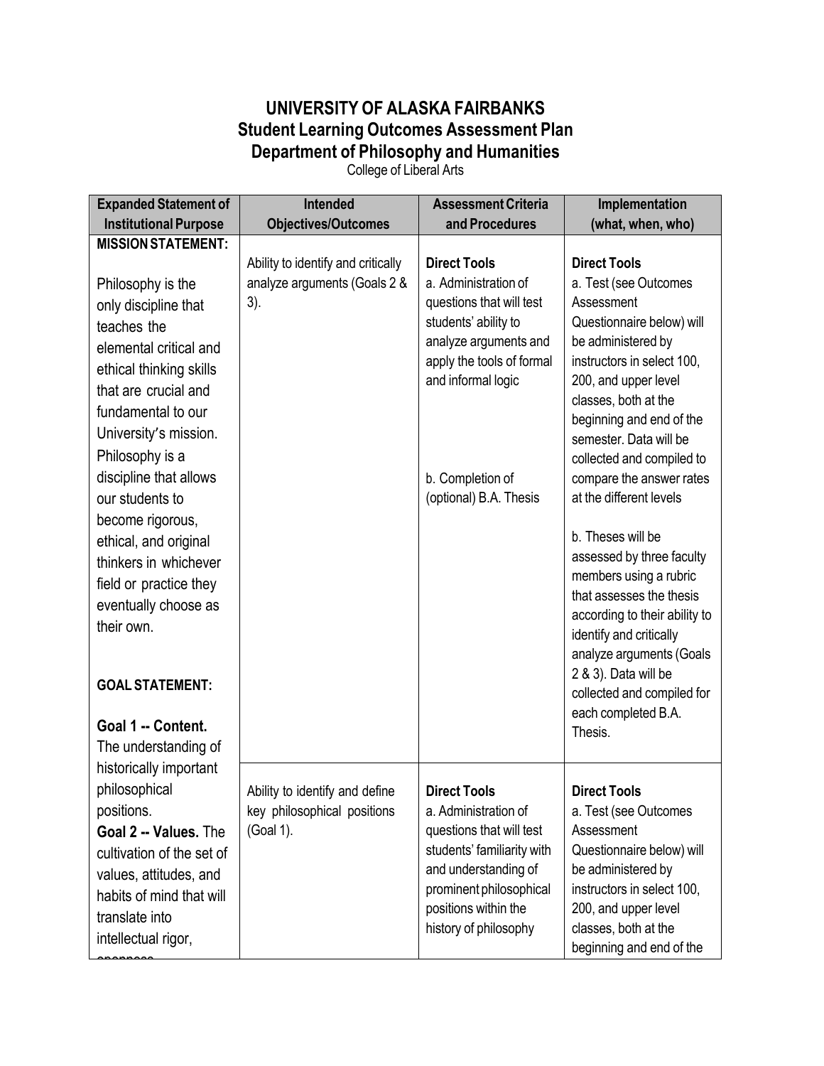# UNIVERSITY OF ALASKA FAIRBANKS
## Student Learning Outcomes Assessment Plan
## Department of Philosophy and Humanities

College of Liberal Arts

| Expanded Statement of Institutional Purpose | Intended Objectives/Outcomes | Assessment Criteria and Procedures | Implementation (what, when, who) |
|---|---|---|---|
| **MISSION STATEMENT:**<br><br>Philosophy is the only discipline that teaches the elemental critical and ethical thinking skills that are crucial and fundamental to our University's mission. Philosophy is a discipline that allows our students to become rigorous, ethical, and original thinkers in whichever field or practice they eventually choose as their own.<br><br>**GOAL STATEMENT:**<br><br>**Goal 1 -- Content.** The understanding of historically important philosophical positions.<br>**Goal 2 -- Values.** The cultivation of the set of values, attitudes, and habits of mind that will translate into intellectual rigor, openness | Ability to identify and critically analyze arguments (Goals 2 & 3). | **Direct Tools**<br>a. Administration of questions that will test students' ability to analyze arguments and apply the tools of formal and informal logic<br><br>b. Completion of (optional) B.A. Thesis | **Direct Tools**<br>a. Test (see Outcomes Assessment Questionnaire below) will be administered by instructors in select 100, 200, and upper level classes, both at the beginning and end of the semester. Data will be collected and compiled to compare the answer rates at the different levels<br><br>b. Theses will be assessed by three faculty members using a rubric that assesses the thesis according to their ability to identify and critically analyze arguments (Goals 2 & 3). Data will be collected and compiled for each completed B.A. Thesis. |
| | Ability to identify and define key philosophical positions (Goal 1). | **Direct Tools**<br>a. Administration of questions that will test students' familiarity with and understanding of prominent philosophical positions within the history of philosophy | **Direct Tools**<br>a. Test (see Outcomes Assessment Questionnaire below) will be administered by instructors in select 100, 200, and upper level classes, both at the beginning and end of the |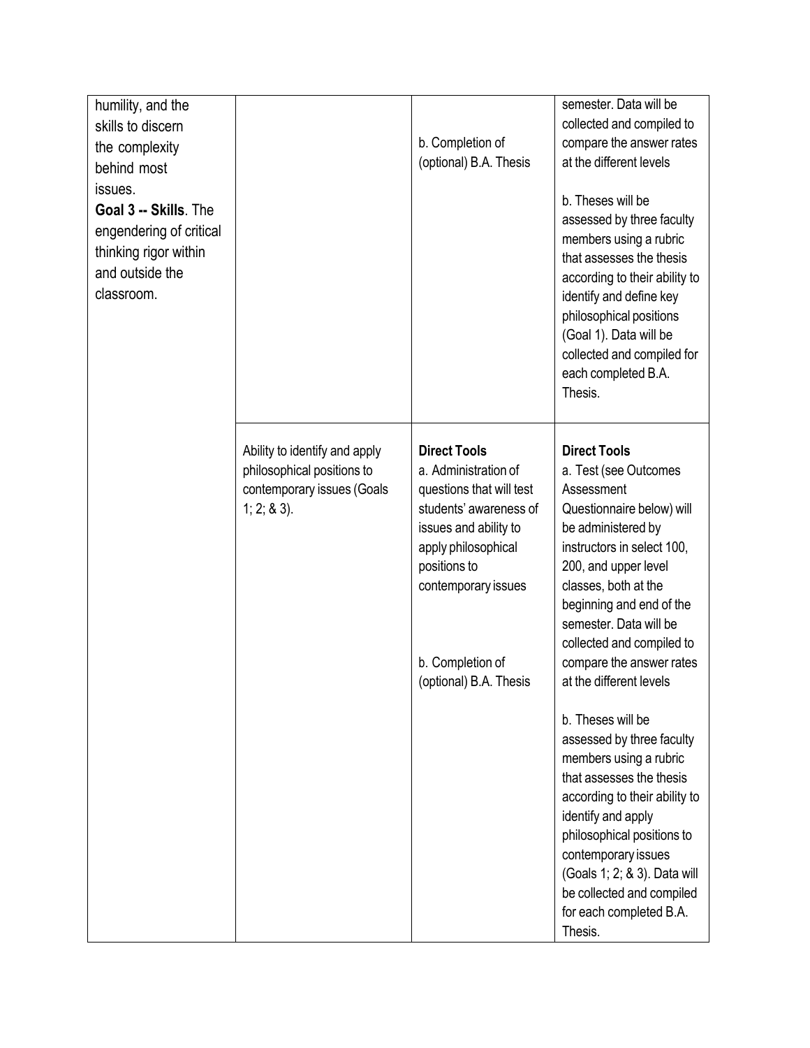| | | | |
|---|---|---|---|
| humility, and the skills to discern the complexity behind most issues.<br>**Goal 3 -- Skills**. The engendering of critical thinking rigor within and outside the classroom. | | b. Completion of (optional) B.A. Thesis | semester. Data will be collected and compiled to compare the answer rates at the different levels<br><br>b. Theses will be assessed by three faculty members using a rubric that assesses the thesis according to their ability to identify and define key philosophical positions (Goal 1). Data will be collected and compiled for each completed B.A. Thesis. |
| | Ability to identify and apply philosophical positions to contemporary issues (Goals 1; 2; & 3). | **Direct Tools**<br>a. Administration of questions that will test students' awareness of issues and ability to apply philosophical positions to contemporary issues<br><br>b. Completion of (optional) B.A. Thesis | **Direct Tools**<br>a. Test (see Outcomes Assessment Questionnaire below) will be administered by instructors in select 100, 200, and upper level classes, both at the beginning and end of the semester. Data will be collected and compiled to compare the answer rates at the different levels<br><br>b. Theses will be assessed by three faculty members using a rubric that assesses the thesis according to their ability to identify and apply philosophical positions to contemporary issues (Goals 1; 2; & 3). Data will be collected and compiled for each completed B.A. Thesis. |